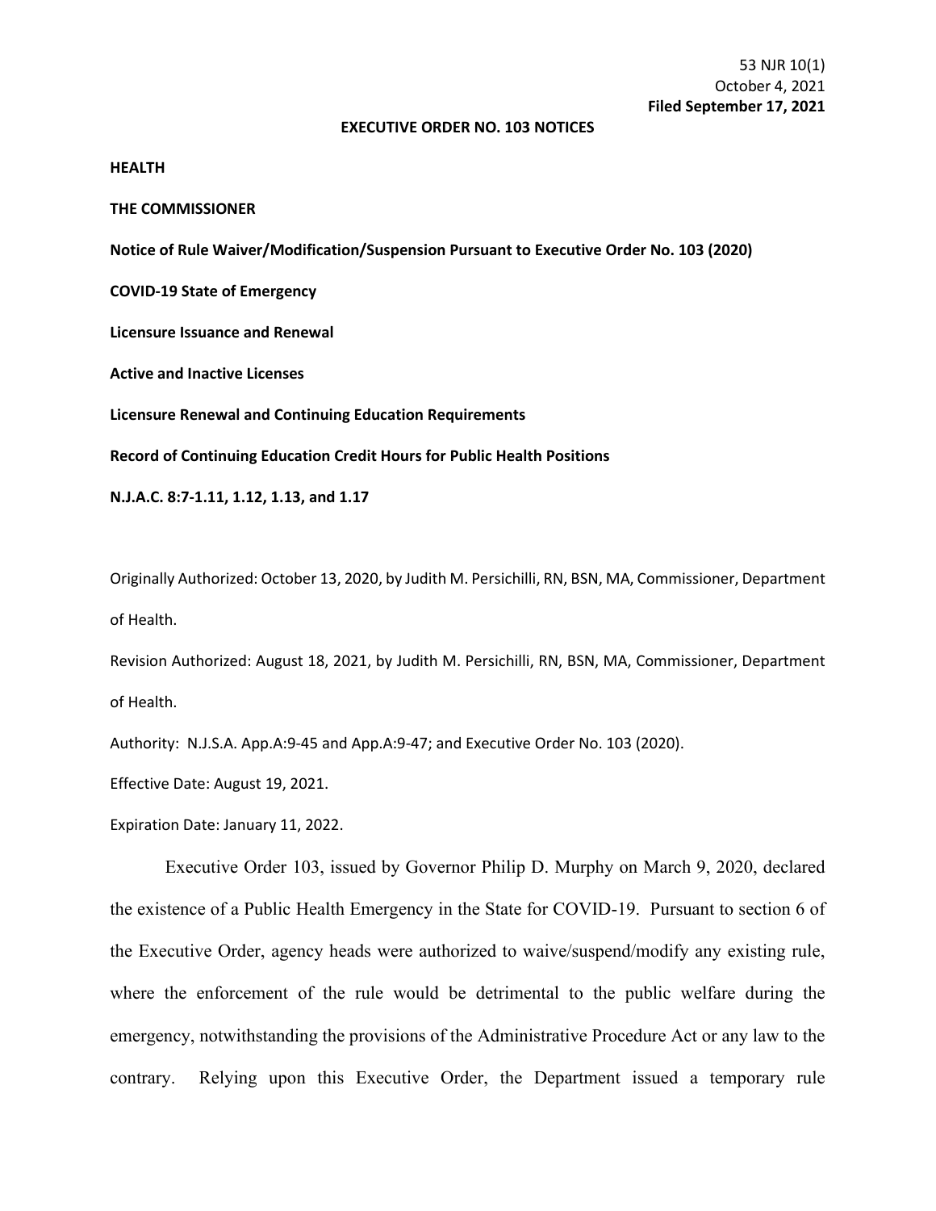53 NJR 10(1)
October 4, 2021
**Filed September 17, 2021**

**EXECUTIVE ORDER NO. 103 NOTICES**

**HEALTH**

**THE COMMISSIONER**

**Notice of Rule Waiver/Modification/Suspension Pursuant to Executive Order No. 103 (2020)**

**COVID-19 State of Emergency**

**Licensure Issuance and Renewal**

**Active and Inactive Licenses**

**Licensure Renewal and Continuing Education Requirements**

**Record of Continuing Education Credit Hours for Public Health Positions**

**N.J.A.C. 8:7-1.11, 1.12, 1.13, and 1.17**

Originally Authorized: October 13, 2020, by Judith M. Persichilli, RN, BSN, MA, Commissioner, Department of Health.

Revision Authorized: August 18, 2021, by Judith M. Persichilli, RN, BSN, MA, Commissioner, Department of Health.

Authority: N.J.S.A. App.A:9-45 and App.A:9-47; and Executive Order No. 103 (2020).

Effective Date: August 19, 2021.

Expiration Date: January 11, 2022.

Executive Order 103, issued by Governor Philip D. Murphy on March 9, 2020, declared the existence of a Public Health Emergency in the State for COVID-19. Pursuant to section 6 of the Executive Order, agency heads were authorized to waive/suspend/modify any existing rule, where the enforcement of the rule would be detrimental to the public welfare during the emergency, notwithstanding the provisions of the Administrative Procedure Act or any law to the contrary. Relying upon this Executive Order, the Department issued a temporary rule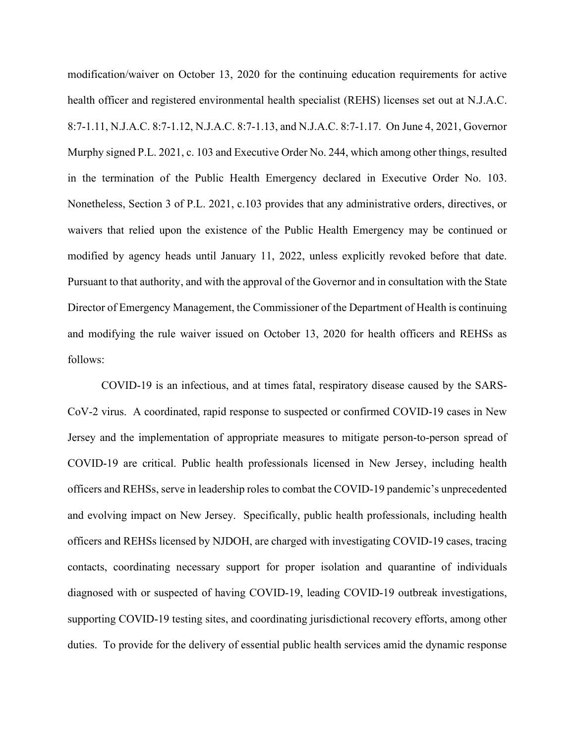modification/waiver on October 13, 2020 for the continuing education requirements for active health officer and registered environmental health specialist (REHS) licenses set out at N.J.A.C. 8:7-1.11, N.J.A.C. 8:7-1.12, N.J.A.C. 8:7-1.13, and N.J.A.C. 8:7-1.17. On June 4, 2021, Governor Murphy signed P.L. 2021, c. 103 and Executive Order No. 244, which among other things, resulted in the termination of the Public Health Emergency declared in Executive Order No. 103. Nonetheless, Section 3 of P.L. 2021, c.103 provides that any administrative orders, directives, or waivers that relied upon the existence of the Public Health Emergency may be continued or modified by agency heads until January 11, 2022, unless explicitly revoked before that date. Pursuant to that authority, and with the approval of the Governor and in consultation with the State Director of Emergency Management, the Commissioner of the Department of Health is continuing and modifying the rule waiver issued on October 13, 2020 for health officers and REHSs as follows:

COVID-19 is an infectious, and at times fatal, respiratory disease caused by the SARS-CoV-2 virus. A coordinated, rapid response to suspected or confirmed COVID-19 cases in New Jersey and the implementation of appropriate measures to mitigate person-to-person spread of COVID-19 are critical. Public health professionals licensed in New Jersey, including health officers and REHSs, serve in leadership roles to combat the COVID-19 pandemic's unprecedented and evolving impact on New Jersey. Specifically, public health professionals, including health officers and REHSs licensed by NJDOH, are charged with investigating COVID-19 cases, tracing contacts, coordinating necessary support for proper isolation and quarantine of individuals diagnosed with or suspected of having COVID-19, leading COVID-19 outbreak investigations, supporting COVID-19 testing sites, and coordinating jurisdictional recovery efforts, among other duties. To provide for the delivery of essential public health services amid the dynamic response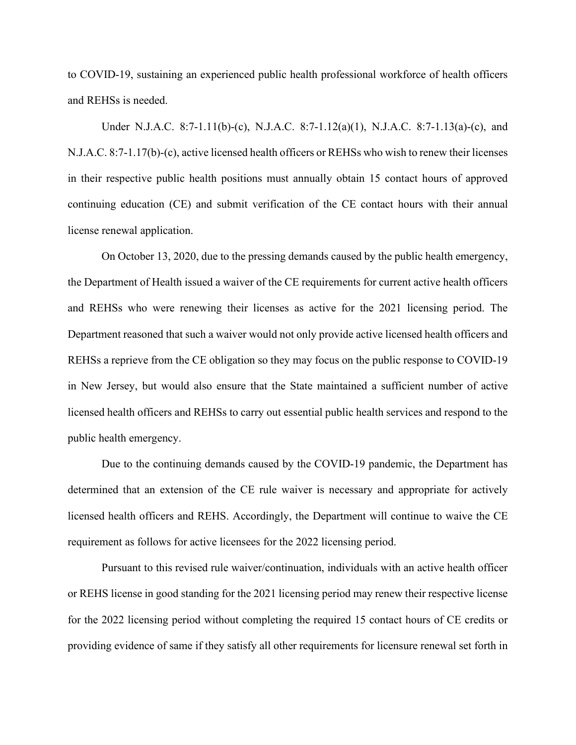to COVID-19, sustaining an experienced public health professional workforce of health officers and REHSs is needed.

Under N.J.A.C. 8:7-1.11(b)-(c), N.J.A.C. 8:7-1.12(a)(1), N.J.A.C. 8:7-1.13(a)-(c), and N.J.A.C. 8:7-1.17(b)-(c), active licensed health officers or REHSs who wish to renew their licenses in their respective public health positions must annually obtain 15 contact hours of approved continuing education (CE) and submit verification of the CE contact hours with their annual license renewal application.

On October 13, 2020, due to the pressing demands caused by the public health emergency, the Department of Health issued a waiver of the CE requirements for current active health officers and REHSs who were renewing their licenses as active for the 2021 licensing period. The Department reasoned that such a waiver would not only provide active licensed health officers and REHSs a reprieve from the CE obligation so they may focus on the public response to COVID-19 in New Jersey, but would also ensure that the State maintained a sufficient number of active licensed health officers and REHSs to carry out essential public health services and respond to the public health emergency.

Due to the continuing demands caused by the COVID-19 pandemic, the Department has determined that an extension of the CE rule waiver is necessary and appropriate for actively licensed health officers and REHS. Accordingly, the Department will continue to waive the CE requirement as follows for active licensees for the 2022 licensing period.

Pursuant to this revised rule waiver/continuation, individuals with an active health officer or REHS license in good standing for the 2021 licensing period may renew their respective license for the 2022 licensing period without completing the required 15 contact hours of CE credits or providing evidence of same if they satisfy all other requirements for licensure renewal set forth in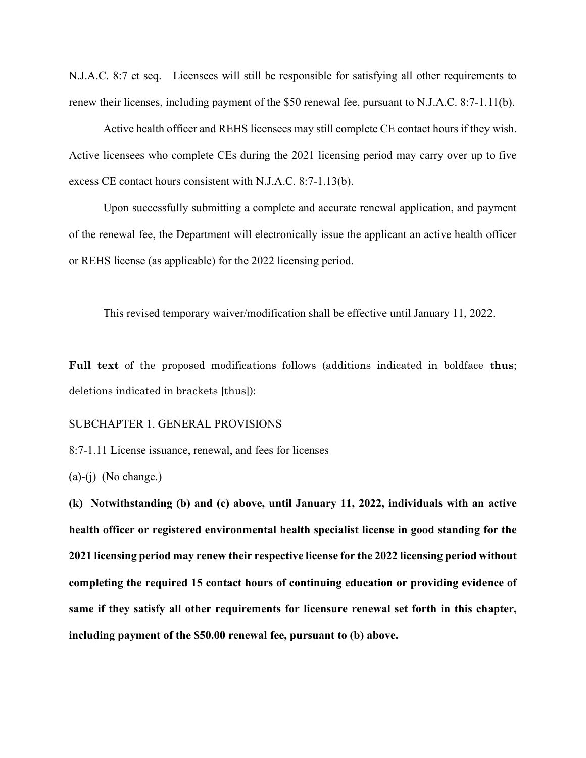N.J.A.C. 8:7 et seq. Licensees will still be responsible for satisfying all other requirements to renew their licenses, including payment of the $50 renewal fee, pursuant to N.J.A.C. 8:7-1.11(b).

Active health officer and REHS licensees may still complete CE contact hours if they wish. Active licensees who complete CEs during the 2021 licensing period may carry over up to five excess CE contact hours consistent with N.J.A.C. 8:7-1.13(b).

Upon successfully submitting a complete and accurate renewal application, and payment of the renewal fee, the Department will electronically issue the applicant an active health officer or REHS license (as applicable) for the 2022 licensing period.

This revised temporary waiver/modification shall be effective until January 11, 2022.

**Full text** of the proposed modifications follows (additions indicated in boldface **thus**; deletions indicated in brackets [thus]):

SUBCHAPTER 1. GENERAL PROVISIONS

8:7-1.11 License issuance, renewal, and fees for licenses

(a)-(j) (No change.)

**(k) Notwithstanding (b) and (c) above, until January 11, 2022, individuals with an active health officer or registered environmental health specialist license in good standing for the 2021 licensing period may renew their respective license for the 2022 licensing period without completing the required 15 contact hours of continuing education or providing evidence of same if they satisfy all other requirements for licensure renewal set forth in this chapter, including payment of the $50.00 renewal fee, pursuant to (b) above.**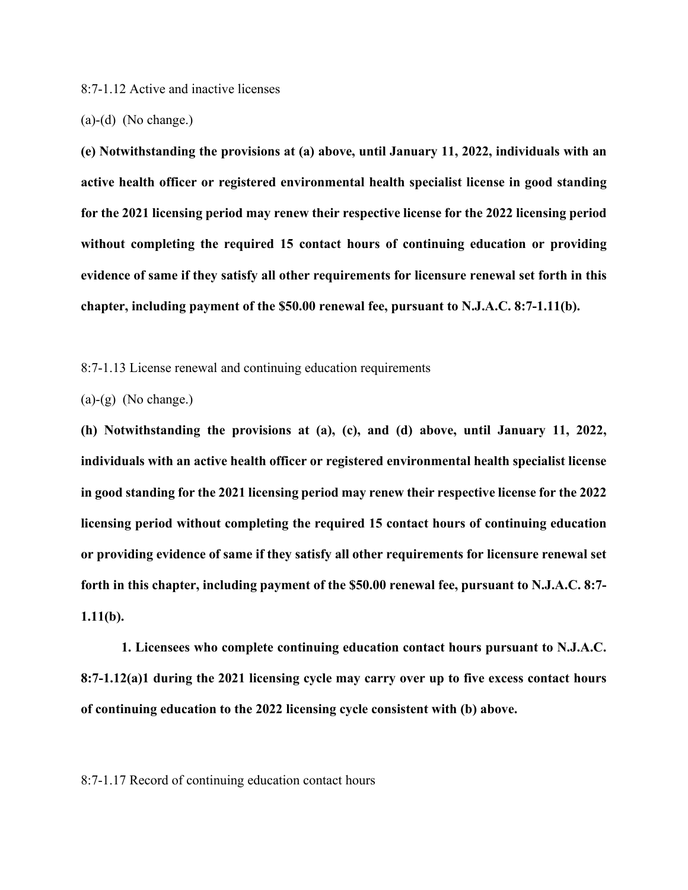8:7-1.12 Active and inactive licenses

(a)-(d) (No change.)

**(e) Notwithstanding the provisions at (a) above, until January 11, 2022, individuals with an active health officer or registered environmental health specialist license in good standing for the 2021 licensing period may renew their respective license for the 2022 licensing period without completing the required 15 contact hours of continuing education or providing evidence of same if they satisfy all other requirements for licensure renewal set forth in this chapter, including payment of the $50.00 renewal fee, pursuant to N.J.A.C. 8:7-1.11(b).**

8:7-1.13 License renewal and continuing education requirements

(a)-(g) (No change.)

**(h) Notwithstanding the provisions at (a), (c), and (d) above, until January 11, 2022, individuals with an active health officer or registered environmental health specialist license in good standing for the 2021 licensing period may renew their respective license for the 2022 licensing period without completing the required 15 contact hours of continuing education or providing evidence of same if they satisfy all other requirements for licensure renewal set forth in this chapter, including payment of the $50.00 renewal fee, pursuant to N.J.A.C. 8:7-1.11(b).**

**1. Licensees who complete continuing education contact hours pursuant to N.J.A.C. 8:7-1.12(a)1 during the 2021 licensing cycle may carry over up to five excess contact hours of continuing education to the 2022 licensing cycle consistent with (b) above.**

8:7-1.17 Record of continuing education contact hours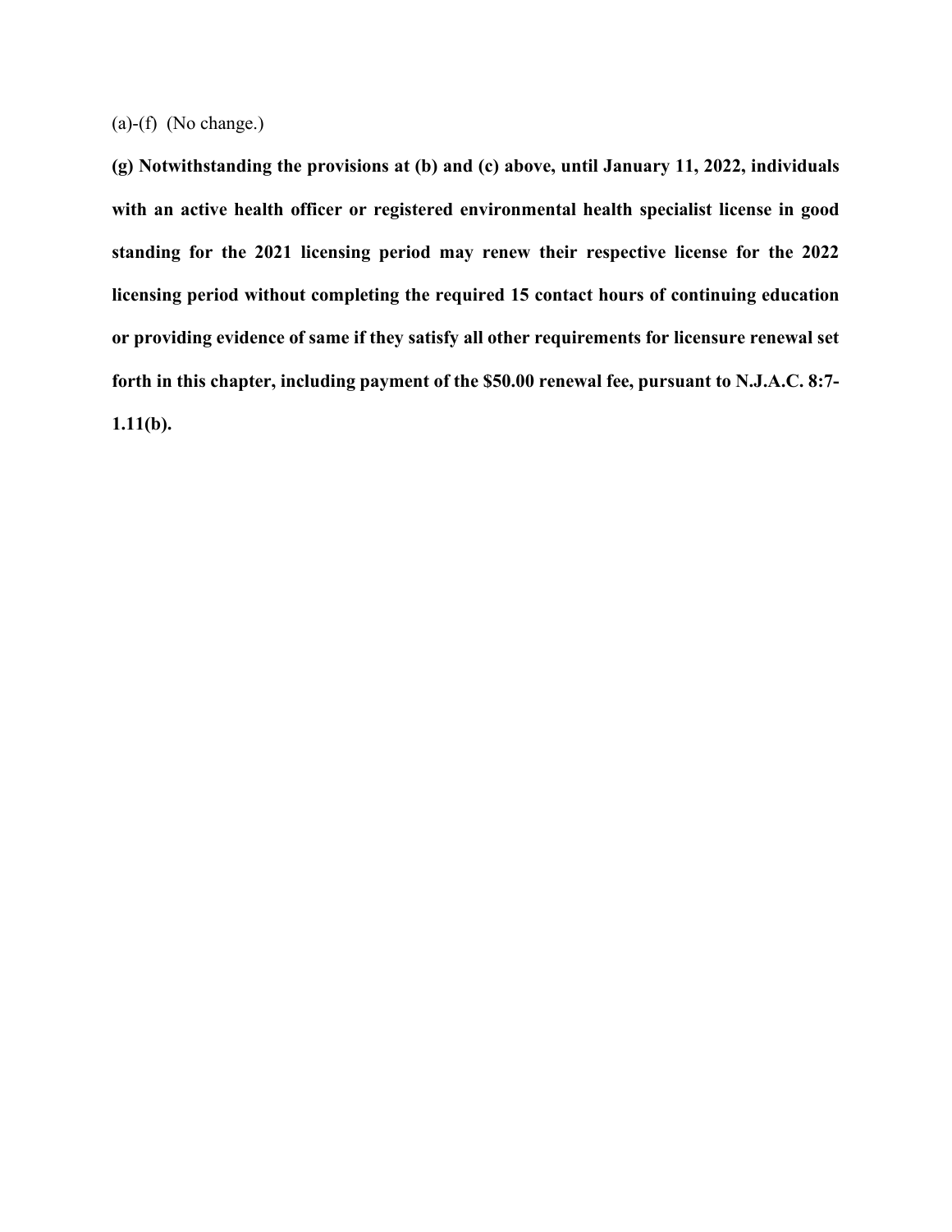(a)-(f) (No change.)

**(g) Notwithstanding the provisions at (b) and (c) above, until January 11, 2022, individuals with an active health officer or registered environmental health specialist license in good standing for the 2021 licensing period may renew their respective license for the 2022 licensing period without completing the required 15 contact hours of continuing education or providing evidence of same if they satisfy all other requirements for licensure renewal set forth in this chapter, including payment of the $50.00 renewal fee, pursuant to N.J.A.C. 8:7-1.11(b).**